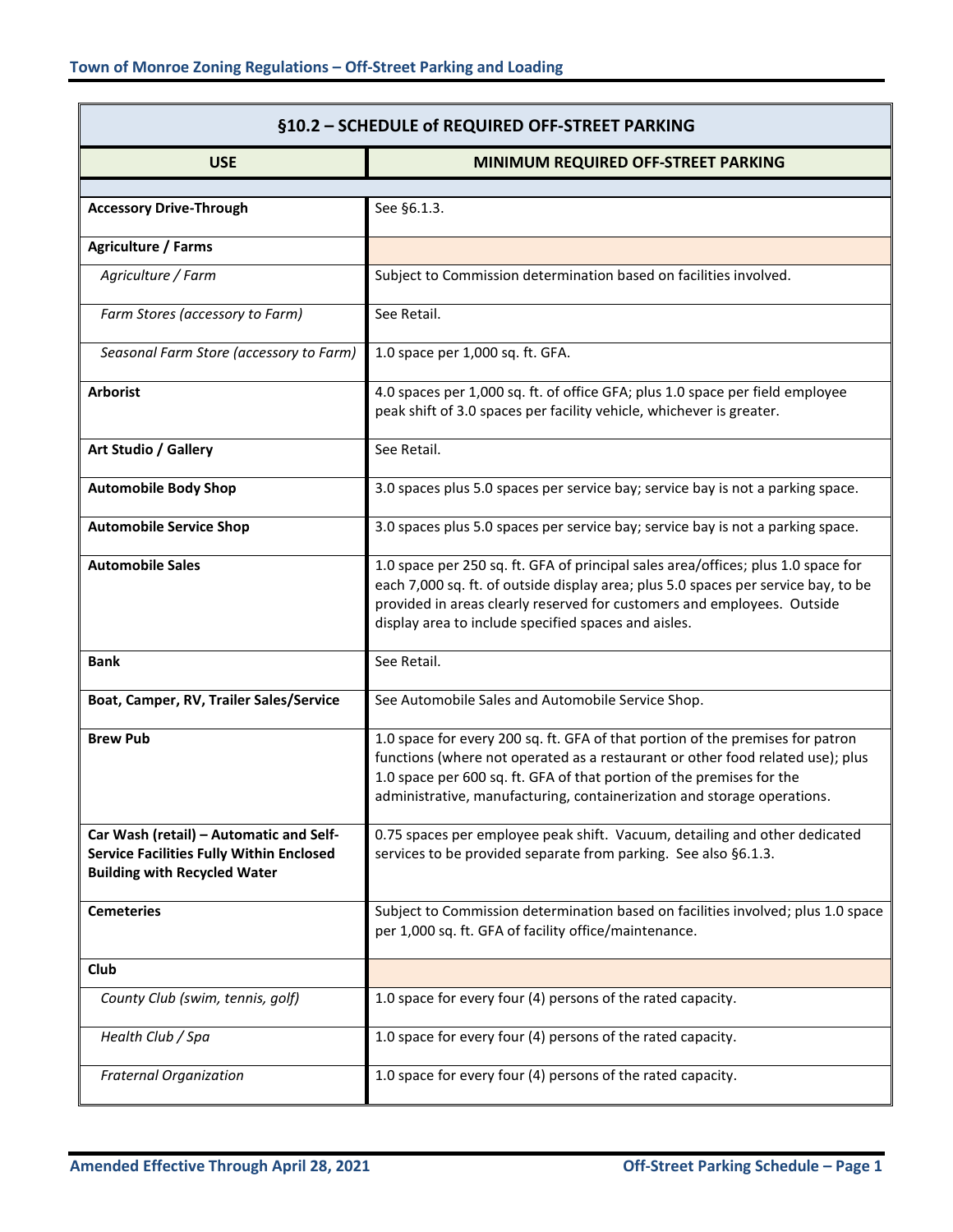## §10.2 – SCHEDULE of REQUIRED OFF-STREET PARKING

| USE | MINIMUM REQUIRED OFF-STREET PARKING |
|---|---|
| **Accessory Drive-Through** | See §6.1.3. |
| **Agriculture / Farms** | |
| *Agriculture / Farm* | Subject to Commission determination based on facilities involved. |
| *Farm Stores (accessory to Farm)* | See Retail. |
| *Seasonal Farm Store (accessory to Farm)* | 1.0 space per 1,000 sq. ft. GFA. |
| **Arborist** | 4.0 spaces per 1,000 sq. ft. of office GFA; plus 1.0 space per field employee peak shift of 3.0 spaces per facility vehicle, whichever is greater. |
| **Art Studio / Gallery** | See Retail. |
| **Automobile Body Shop** | 3.0 spaces plus 5.0 spaces per service bay; service bay is not a parking space. |
| **Automobile Service Shop** | 3.0 spaces plus 5.0 spaces per service bay; service bay is not a parking space. |
| **Automobile Sales** | 1.0 space per 250 sq. ft. GFA of principal sales area/offices; plus 1.0 space for each 7,000 sq. ft. of outside display area; plus 5.0 spaces per service bay, to be provided in areas clearly reserved for customers and employees. Outside display area to include specified spaces and aisles. |
| **Bank** | See Retail. |
| **Boat, Camper, RV, Trailer Sales/Service** | See Automobile Sales and Automobile Service Shop. |
| **Brew Pub** | 1.0 space for every 200 sq. ft. GFA of that portion of the premises for patron functions (where not operated as a restaurant or other food related use); plus 1.0 space per 600 sq. ft. GFA of that portion of the premises for the administrative, manufacturing, containerization and storage operations. |
| **Car Wash (retail) – Automatic and Self-Service Facilities Fully Within Enclosed Building with Recycled Water** | 0.75 spaces per employee peak shift. Vacuum, detailing and other dedicated services to be provided separate from parking. See also §6.1.3. |
| **Cemeteries** | Subject to Commission determination based on facilities involved; plus 1.0 space per 1,000 sq. ft. GFA of facility office/maintenance. |
| **Club** | |
| *County Club (swim, tennis, golf)* | 1.0 space for every four (4) persons of the rated capacity. |
| *Health Club / Spa* | 1.0 space for every four (4) persons of the rated capacity. |
| *Fraternal Organization* | 1.0 space for every four (4) persons of the rated capacity. |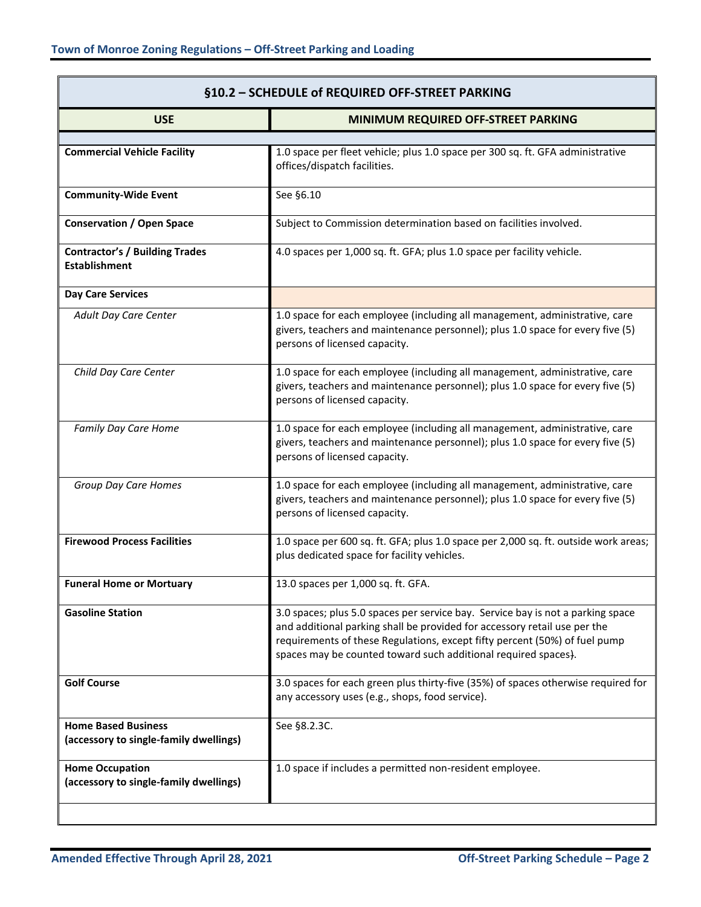| §10.2 – SCHEDULE of REQUIRED OFF-STREET PARKING | |
|---|---|
| **USE** | **MINIMUM REQUIRED OFF-STREET PARKING** |
| **Commercial Vehicle Facility** | 1.0 space per fleet vehicle; plus 1.0 space per 300 sq. ft. GFA administrative offices/dispatch facilities. |
| **Community-Wide Event** | See §6.10 |
| **Conservation / Open Space** | Subject to Commission determination based on facilities involved. |
| **Contractor's / Building Trades Establishment** | 4.0 spaces per 1,000 sq. ft. GFA; plus 1.0 space per facility vehicle. |
| **Day Care Services** | |
| *Adult Day Care Center* | 1.0 space for each employee (including all management, administrative, care givers, teachers and maintenance personnel); plus 1.0 space for every five (5) persons of licensed capacity. |
| *Child Day Care Center* | 1.0 space for each employee (including all management, administrative, care givers, teachers and maintenance personnel); plus 1.0 space for every five (5) persons of licensed capacity. |
| *Family Day Care Home* | 1.0 space for each employee (including all management, administrative, care givers, teachers and maintenance personnel); plus 1.0 space for every five (5) persons of licensed capacity. |
| *Group Day Care Homes* | 1.0 space for each employee (including all management, administrative, care givers, teachers and maintenance personnel); plus 1.0 space for every five (5) persons of licensed capacity. |
| **Firewood Process Facilities** | 1.0 space per 600 sq. ft. GFA; plus 1.0 space per 2,000 sq. ft. outside work areas; plus dedicated space for facility vehicles. |
| **Funeral Home or Mortuary** | 13.0 spaces per 1,000 sq. ft. GFA. |
| **Gasoline Station** | 3.0 spaces; plus 5.0 spaces per service bay. Service bay is not a parking space and additional parking shall be provided for accessory retail use per the requirements of these Regulations, except fifty percent (50%) of fuel pump spaces may be counted toward such additional required spaces). |
| **Golf Course** | 3.0 spaces for each green plus thirty-five (35%) of spaces otherwise required for any accessory uses (e.g., shops, food service). |
| **Home Based Business (accessory to single-family dwellings)** | See §8.2.3C. |
| **Home Occupation (accessory to single-family dwellings)** | 1.0 space if includes a permitted non-resident employee. |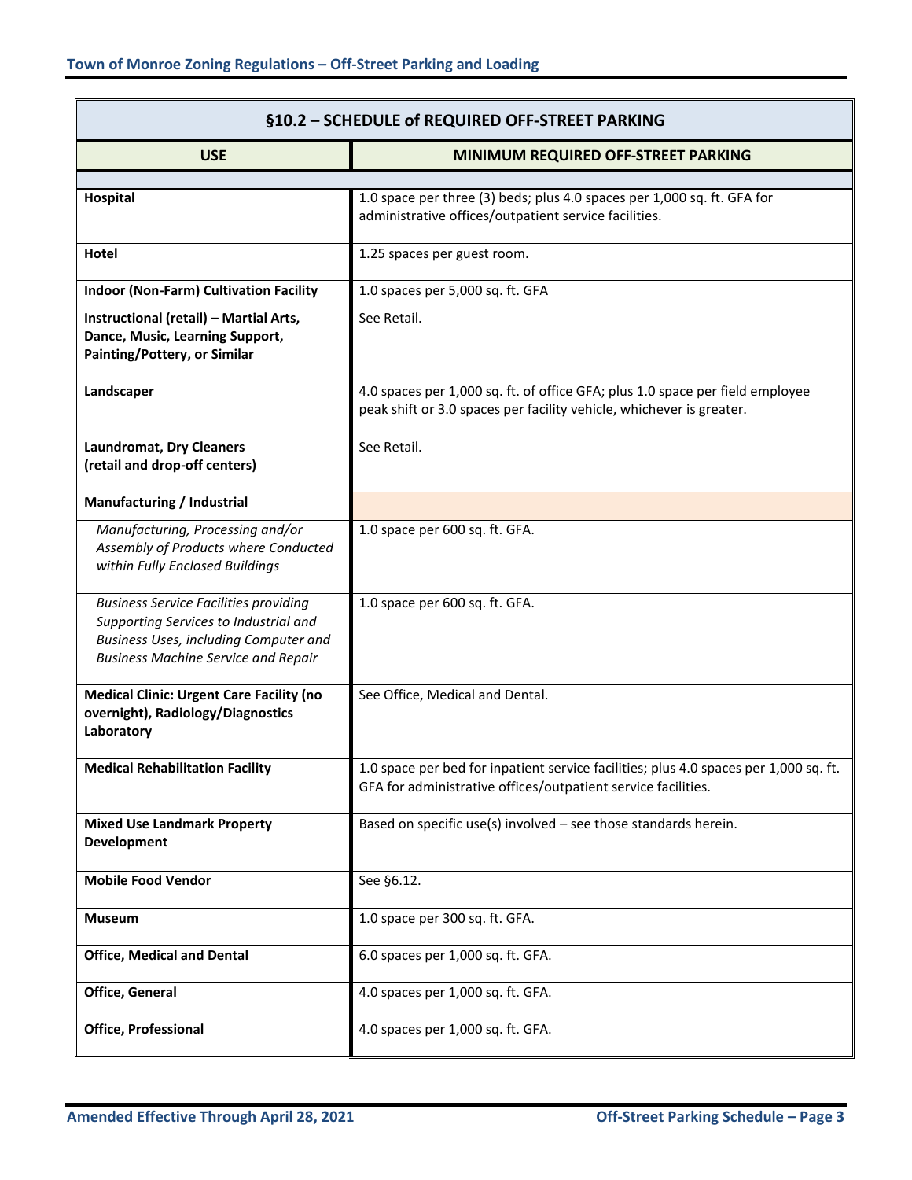| §10.2 – SCHEDULE of REQUIRED OFF-STREET PARKING | |
|---|---|
| **USE** | **MINIMUM REQUIRED OFF-STREET PARKING** |
| **Hospital** | 1.0 space per three (3) beds; plus 4.0 spaces per 1,000 sq. ft. GFA for administrative offices/outpatient service facilities. |
| **Hotel** | 1.25 spaces per guest room. |
| **Indoor (Non-Farm) Cultivation Facility** | 1.0 spaces per 5,000 sq. ft. GFA |
| **Instructional (retail) – Martial Arts, Dance, Music, Learning Support, Painting/Pottery, or Similar** | See Retail. |
| **Landscaper** | 4.0 spaces per 1,000 sq. ft. of office GFA; plus 1.0 space per field employee peak shift or 3.0 spaces per facility vehicle, whichever is greater. |
| **Laundromat, Dry Cleaners (retail and drop-off centers)** | See Retail. |
| **Manufacturing / Industrial** | |
| *Manufacturing, Processing and/or Assembly of Products where Conducted within Fully Enclosed Buildings* | 1.0 space per 600 sq. ft. GFA. |
| *Business Service Facilities providing Supporting Services to Industrial and Business Uses, including Computer and Business Machine Service and Repair* | 1.0 space per 600 sq. ft. GFA. |
| **Medical Clinic: Urgent Care Facility (no overnight), Radiology/Diagnostics Laboratory** | See Office, Medical and Dental. |
| **Medical Rehabilitation Facility** | 1.0 space per bed for inpatient service facilities; plus 4.0 spaces per 1,000 sq. ft. GFA for administrative offices/outpatient service facilities. |
| **Mixed Use Landmark Property Development** | Based on specific use(s) involved – see those standards herein. |
| **Mobile Food Vendor** | See §6.12. |
| **Museum** | 1.0 space per 300 sq. ft. GFA. |
| **Office, Medical and Dental** | 6.0 spaces per 1,000 sq. ft. GFA. |
| **Office, General** | 4.0 spaces per 1,000 sq. ft. GFA. |
| **Office, Professional** | 4.0 spaces per 1,000 sq. ft. GFA. |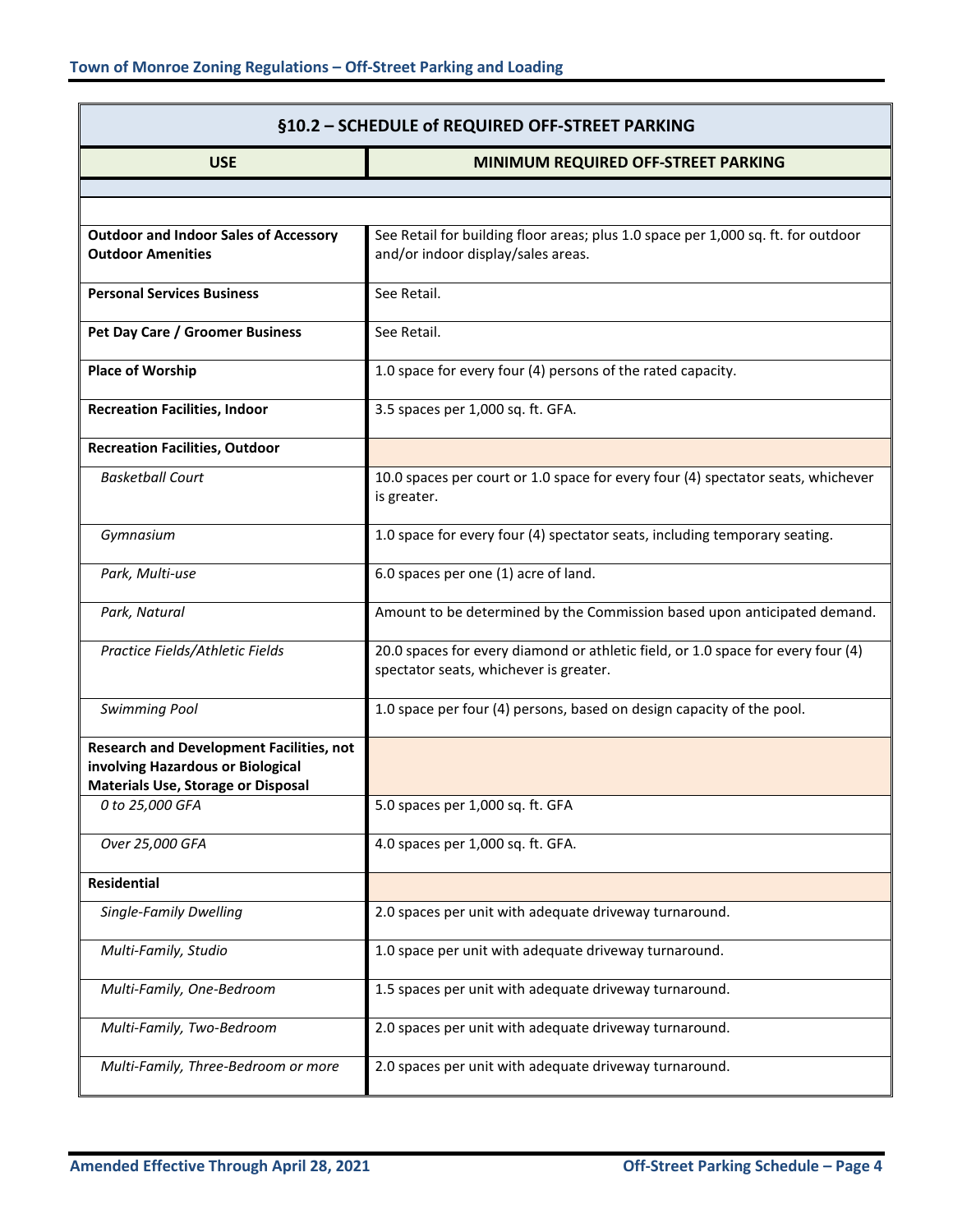| §10.2 – SCHEDULE of REQUIRED OFF-STREET PARKING | |
|---|---|
| **USE** | **MINIMUM REQUIRED OFF-STREET PARKING** |
| | |
| **Outdoor and Indoor Sales of Accessory Outdoor Amenities** | See Retail for building floor areas; plus 1.0 space per 1,000 sq. ft. for outdoor and/or indoor display/sales areas. |
| **Personal Services Business** | See Retail. |
| **Pet Day Care / Groomer Business** | See Retail. |
| **Place of Worship** | 1.0 space for every four (4) persons of the rated capacity. |
| **Recreation Facilities, Indoor** | 3.5 spaces per 1,000 sq. ft. GFA. |
| **Recreation Facilities, Outdoor** | |
| *Basketball Court* | 10.0 spaces per court or 1.0 space for every four (4) spectator seats, whichever is greater. |
| *Gymnasium* | 1.0 space for every four (4) spectator seats, including temporary seating. |
| *Park, Multi-use* | 6.0 spaces per one (1) acre of land. |
| *Park, Natural* | Amount to be determined by the Commission based upon anticipated demand. |
| *Practice Fields/Athletic Fields* | 20.0 spaces for every diamond or athletic field, or 1.0 space for every four (4) spectator seats, whichever is greater. |
| *Swimming Pool* | 1.0 space per four (4) persons, based on design capacity of the pool. |
| **Research and Development Facilities, not involving Hazardous or Biological Materials Use, Storage or Disposal** | |
| *0 to 25,000 GFA* | 5.0 spaces per 1,000 sq. ft. GFA |
| *Over 25,000 GFA* | 4.0 spaces per 1,000 sq. ft. GFA. |
| **Residential** | |
| *Single-Family Dwelling* | 2.0 spaces per unit with adequate driveway turnaround. |
| *Multi-Family, Studio* | 1.0 space per unit with adequate driveway turnaround. |
| *Multi-Family, One-Bedroom* | 1.5 spaces per unit with adequate driveway turnaround. |
| *Multi-Family, Two-Bedroom* | 2.0 spaces per unit with adequate driveway turnaround. |
| *Multi-Family, Three-Bedroom or more* | 2.0 spaces per unit with adequate driveway turnaround. |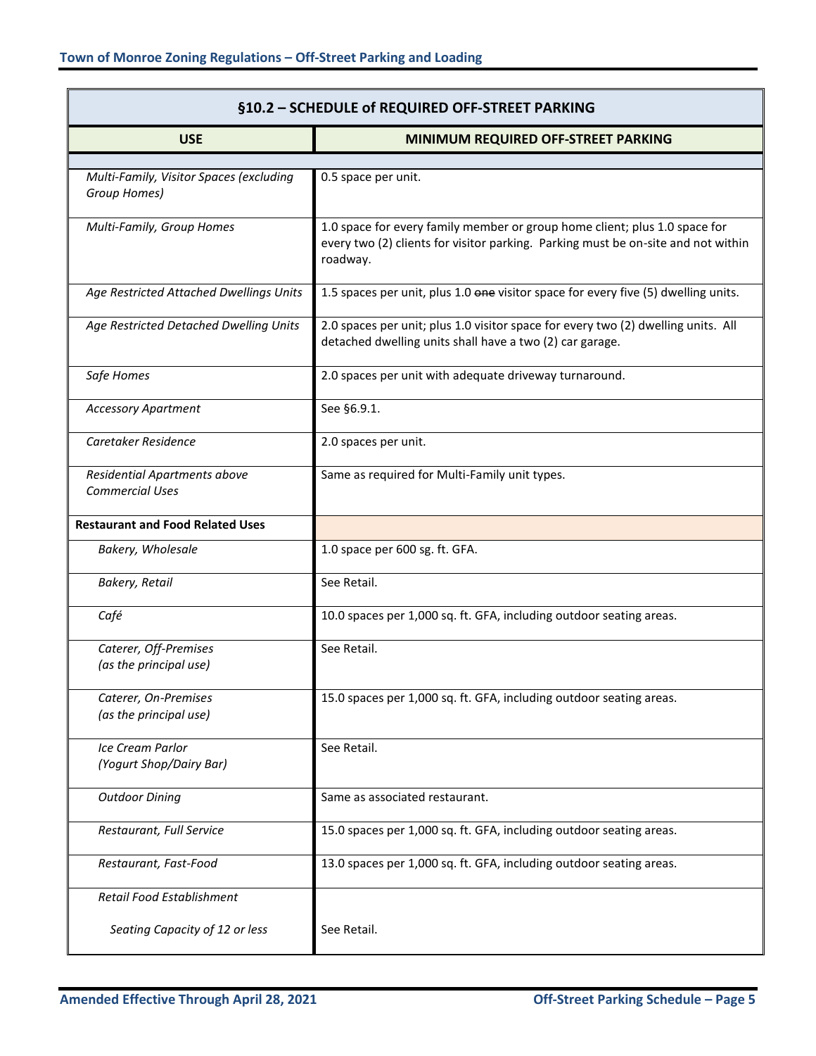| §10.2 – SCHEDULE of REQUIRED OFF-STREET PARKING | |
|---|---|
| **USE** | **MINIMUM REQUIRED OFF-STREET PARKING** |
| | |
| *Multi-Family, Visitor Spaces (excluding Group Homes)* | 0.5 space per unit. |
| *Multi-Family, Group Homes* | 1.0 space for every family member or group home client; plus 1.0 space for every two (2) clients for visitor parking. Parking must be on-site and not within roadway. |
| *Age Restricted Attached Dwellings Units* | 1.5 spaces per unit, plus 1.0 ~~one~~ visitor space for every five (5) dwelling units. |
| *Age Restricted Detached Dwelling Units* | 2.0 spaces per unit; plus 1.0 visitor space for every two (2) dwelling units. All detached dwelling units shall have a two (2) car garage. |
| *Safe Homes* | 2.0 spaces per unit with adequate driveway turnaround. |
| *Accessory Apartment* | See §6.9.1. |
| *Caretaker Residence* | 2.0 spaces per unit. |
| *Residential Apartments above Commercial Uses* | Same as required for Multi-Family unit types. |
| **Restaurant and Food Related Uses** | |
| *Bakery, Wholesale* | 1.0 space per 600 sg. ft. GFA. |
| *Bakery, Retail* | See Retail. |
| *Café* | 10.0 spaces per 1,000 sq. ft. GFA, including outdoor seating areas. |
| *Caterer, Off-Premises (as the principal use)* | See Retail. |
| *Caterer, On-Premises (as the principal use)* | 15.0 spaces per 1,000 sq. ft. GFA, including outdoor seating areas. |
| *Ice Cream Parlor (Yogurt Shop/Dairy Bar)* | See Retail. |
| *Outdoor Dining* | Same as associated restaurant. |
| *Restaurant, Full Service* | 15.0 spaces per 1,000 sq. ft. GFA, including outdoor seating areas. |
| *Restaurant, Fast-Food* | 13.0 spaces per 1,000 sq. ft. GFA, including outdoor seating areas. |
| *Retail Food Establishment* | |
| *Seating Capacity of 12 or less* | See Retail. |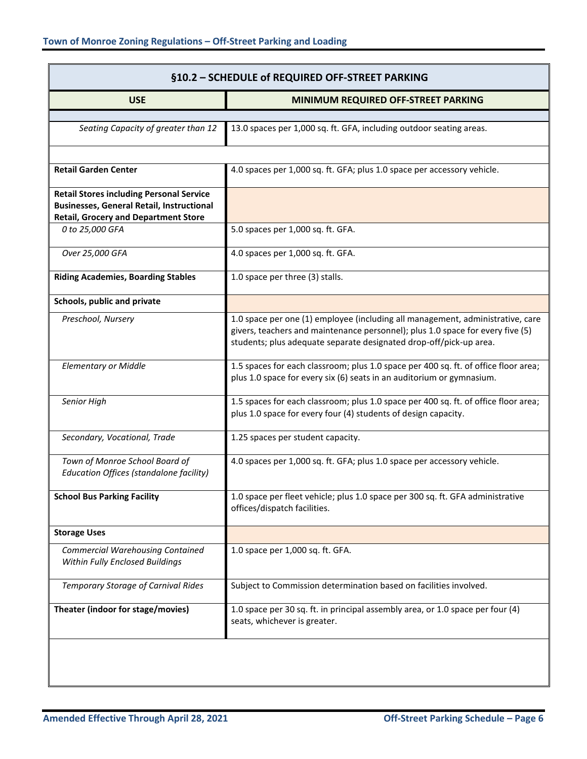| §10.2 – SCHEDULE of REQUIRED OFF-STREET PARKING | |
|---|---|
| **USE** | **MINIMUM REQUIRED OFF-STREET PARKING** |
| | |
| *Seating Capacity of greater than 12* | 13.0 spaces per 1,000 sq. ft. GFA, including outdoor seating areas. |
| | |
| **Retail Garden Center** | 4.0 spaces per 1,000 sq. ft. GFA; plus 1.0 space per accessory vehicle. |
| **Retail Stores including Personal Service Businesses, General Retail, Instructional Retail, Grocery and Department Store** | |
| *0 to 25,000 GFA* | 5.0 spaces per 1,000 sq. ft. GFA. |
| *Over 25,000 GFA* | 4.0 spaces per 1,000 sq. ft. GFA. |
| **Riding Academies, Boarding Stables** | 1.0 space per three (3) stalls. |
| **Schools, public and private** | |
| *Preschool, Nursery* | 1.0 space per one (1) employee (including all management, administrative, care givers, teachers and maintenance personnel); plus 1.0 space for every five (5) students; plus adequate separate designated drop-off/pick-up area. |
| *Elementary or Middle* | 1.5 spaces for each classroom; plus 1.0 space per 400 sq. ft. of office floor area; plus 1.0 space for every six (6) seats in an auditorium or gymnasium. |
| *Senior High* | 1.5 spaces for each classroom; plus 1.0 space per 400 sq. ft. of office floor area; plus 1.0 space for every four (4) students of design capacity. |
| *Secondary, Vocational, Trade* | 1.25 spaces per student capacity. |
| *Town of Monroe School Board of Education Offices (standalone facility)* | 4.0 spaces per 1,000 sq. ft. GFA; plus 1.0 space per accessory vehicle. |
| **School Bus Parking Facility** | 1.0 space per fleet vehicle; plus 1.0 space per 300 sq. ft. GFA administrative offices/dispatch facilities. |
| **Storage Uses** | |
| *Commercial Warehousing Contained Within Fully Enclosed Buildings* | 1.0 space per 1,000 sq. ft. GFA. |
| *Temporary Storage of Carnival Rides* | Subject to Commission determination based on facilities involved. |
| **Theater (indoor for stage/movies)** | 1.0 space per 30 sq. ft. in principal assembly area, or 1.0 space per four (4) seats, whichever is greater. |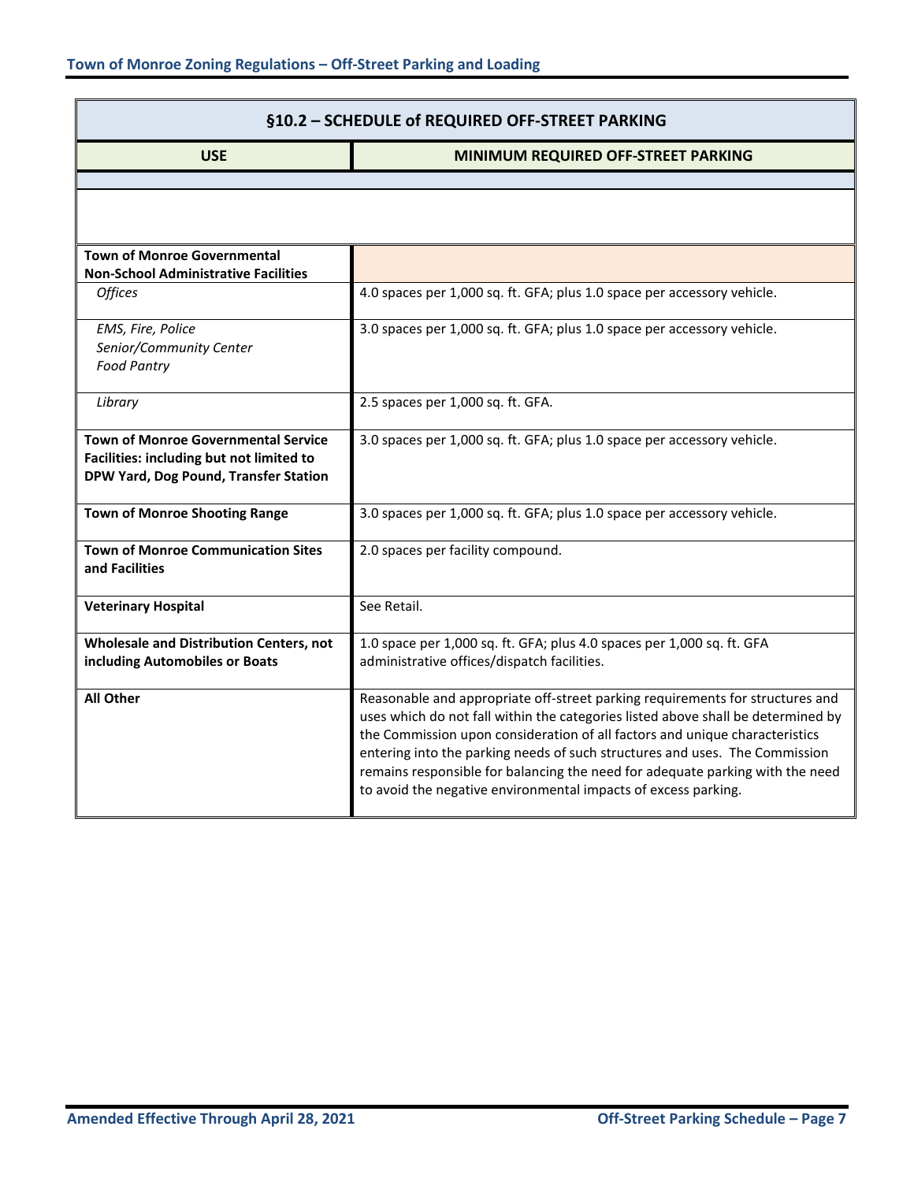| §10.2 – SCHEDULE of REQUIRED OFF-STREET PARKING | |
|---|---|
| **USE** | **MINIMUM REQUIRED OFF-STREET PARKING** |
| | |
| | |
| **Town of Monroe Governmental Non-School Administrative Facilities** | |
| *Offices* | 4.0 spaces per 1,000 sq. ft. GFA; plus 1.0 space per accessory vehicle. |
| *EMS, Fire, Police*<br>*Senior/Community Center*<br>*Food Pantry* | 3.0 spaces per 1,000 sq. ft. GFA; plus 1.0 space per accessory vehicle. |
| *Library* | 2.5 spaces per 1,000 sq. ft. GFA. |
| **Town of Monroe Governmental Service Facilities: including but not limited to DPW Yard, Dog Pound, Transfer Station** | 3.0 spaces per 1,000 sq. ft. GFA; plus 1.0 space per accessory vehicle. |
| **Town of Monroe Shooting Range** | 3.0 spaces per 1,000 sq. ft. GFA; plus 1.0 space per accessory vehicle. |
| **Town of Monroe Communication Sites and Facilities** | 2.0 spaces per facility compound. |
| **Veterinary Hospital** | See Retail. |
| **Wholesale and Distribution Centers, not including Automobiles or Boats** | 1.0 space per 1,000 sq. ft. GFA; plus 4.0 spaces per 1,000 sq. ft. GFA administrative offices/dispatch facilities. |
| **All Other** | Reasonable and appropriate off-street parking requirements for structures and uses which do not fall within the categories listed above shall be determined by the Commission upon consideration of all factors and unique characteristics entering into the parking needs of such structures and uses. The Commission remains responsible for balancing the need for adequate parking with the need to avoid the negative environmental impacts of excess parking. |